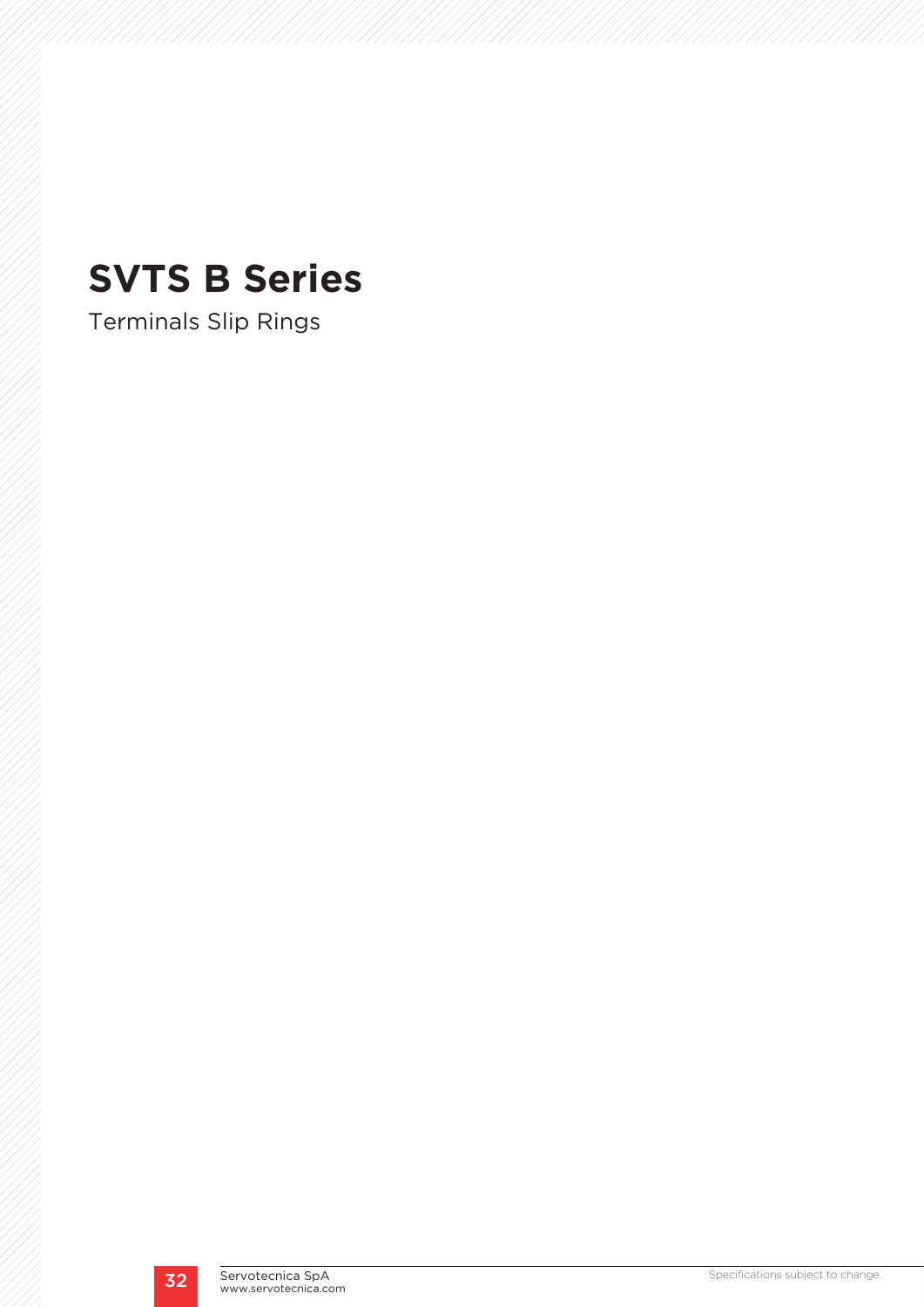# SVTS B Series

Terminals Slip Rings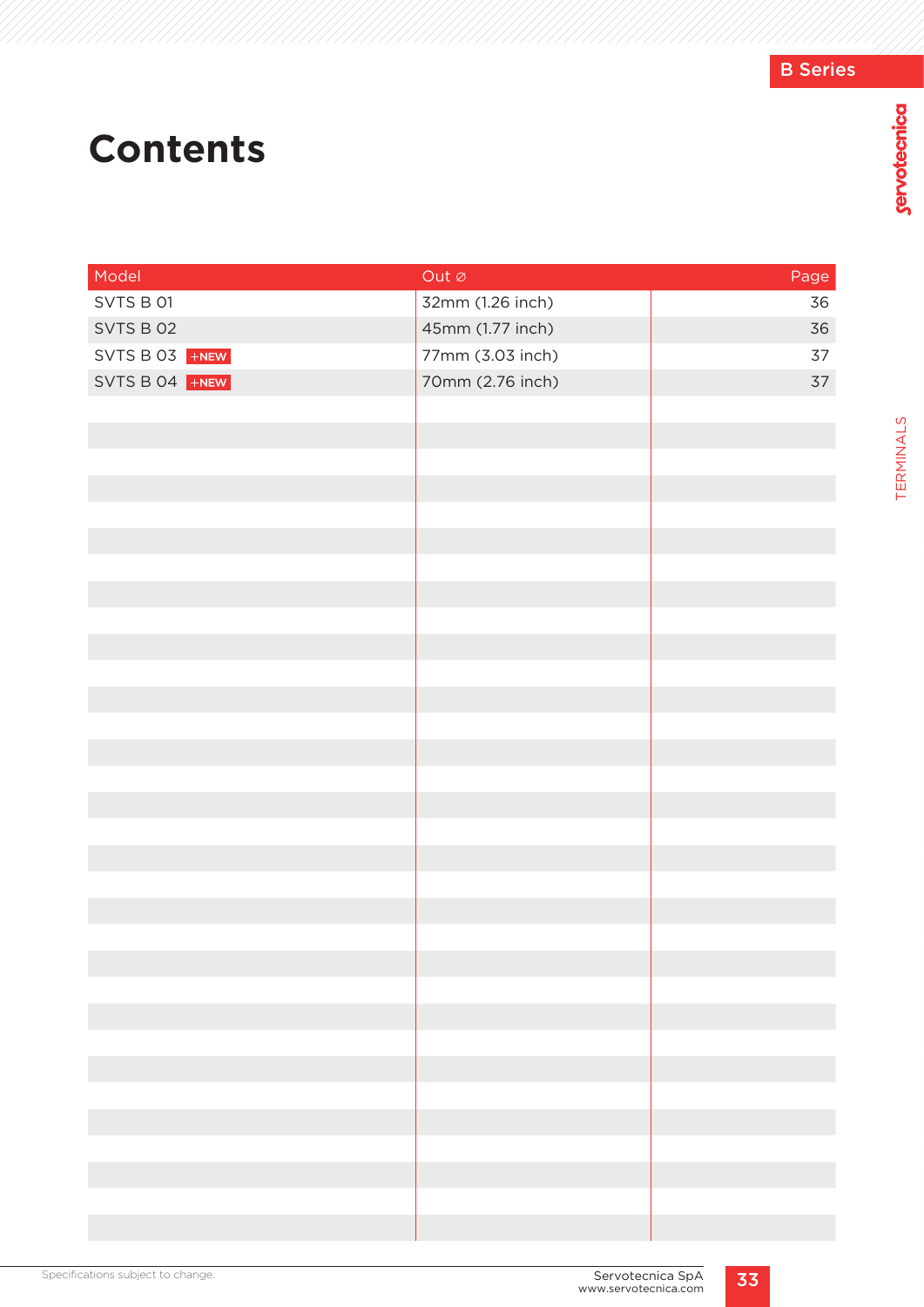# Contents

| Model | Out ⌀ | Page |
|---|---|---|
| SVTS B 01 | 32mm (1.26 inch) | 36 |
| SVTS B 02 | 45mm (1.77 inch) | 36 |
| SVTS B 03 +NEW | 77mm (3.03 inch) | 37 |
| SVTS B 04 +NEW | 70mm (2.76 inch) | 37 |

Specifications subject to change.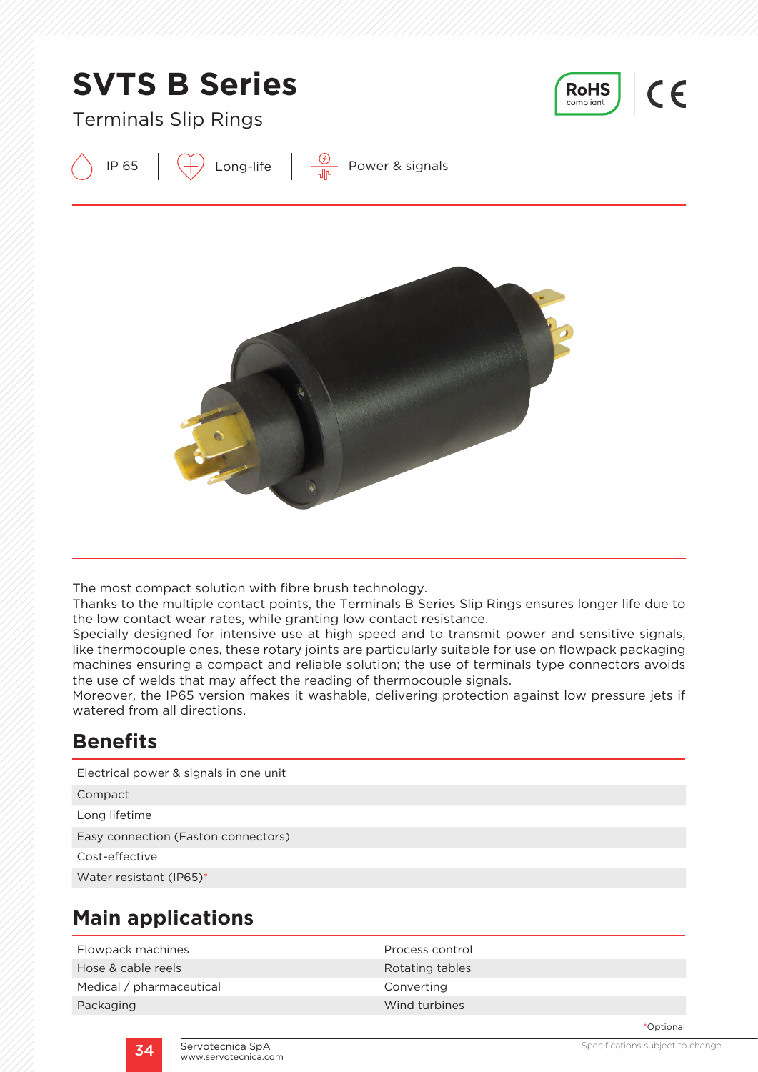# SVTS B Series

Terminals Slip Rings

IP 65 | Long-life | Power & signals

The most compact solution with fibre brush technology.
Thanks to the multiple contact points, the Terminals B Series Slip Rings ensures longer life due to the low contact wear rates, while granting low contact resistance.
Specially designed for intensive use at high speed and to transmit power and sensitive signals, like thermocouple ones, these rotary joints are particularly suitable for use on flowpack packaging machines ensuring a compact and reliable solution; the use of terminals type connectors avoids the use of welds that may affect the reading of thermocouple signals.
Moreover, the IP65 version makes it washable, delivering protection against low pressure jets if watered from all directions.

## Benefits

- Electrical power & signals in one unit
- Compact
- Long lifetime
- Easy connection (Faston connectors)
- Cost-effective
- Water resistant (IP65)*

## Main applications

| | |
|---|---|
| Flowpack machines | Process control |
| Hose & cable reels | Rotating tables |
| Medical / pharmaceutical | Converting |
| Packaging | Wind turbines |

*Optional

Servotecnica SpA
www.servotecnica.com

Specifications subject to change.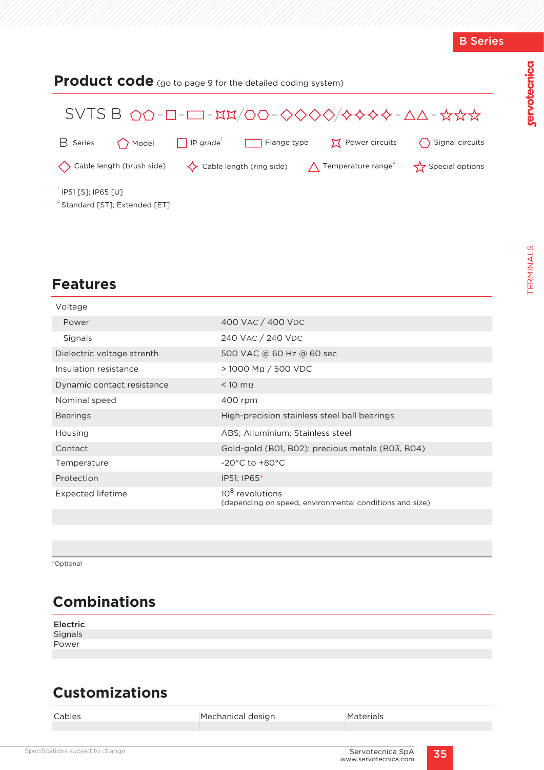B Series

## Product code (go to page 9 for the detailed coding system)

SVTS B ⬠⬠ - □ - ▭ - ⌘⌘/⬡⬡ - ◇◇◇◇/✧✧✧✧ - △△ - ☆☆☆

B Series | ⬠ Model | □ IP grade[1] | ▭ Flange type | ⌘ Power circuits | ⬡ Signal circuits

◇ Cable length (brush side) | ✧ Cable length (ring side) | △ Temperature range[2] | ☆ Special options

[1] IP51 [S]; IP65 [U]
[2] Standard [ST]; Extended [ET]

## Features

| | |
|---|---|
| Voltage | |
| Power | 400 VAC / 400 VDC |
| Signals | 240 VAC / 240 VDC |
| Dielectric voltage strenth | 500 VAC @ 60 Hz @ 60 sec |
| Insulation resistance | > 1000 MΩ / 500 VDC |
| Dynamic contact resistance | < 10 mΩ |
| Nominal speed | 400 rpm |
| Bearings | High-precision stainless steel ball bearings |
| Housing | ABS; Alluminium; Stainless steel |
| Contact | Gold-gold (B01, B02); precious metals (B03, B04) |
| Temperature | -20°C to +80°C |
| Protection | IP51; IP65* |
| Expected lifetime | $10^8$ revolutions (depending on speed, environmental conditions and size) |
| | |
| | |

*Optional

## Combinations

**Electric**
Signals
Power

## Customizations

| Cables | Mechanical design | Materials |
|---|---|---|
| | | |

Specifications subject to change.

Servotecnica SpA
www.servotecnica.com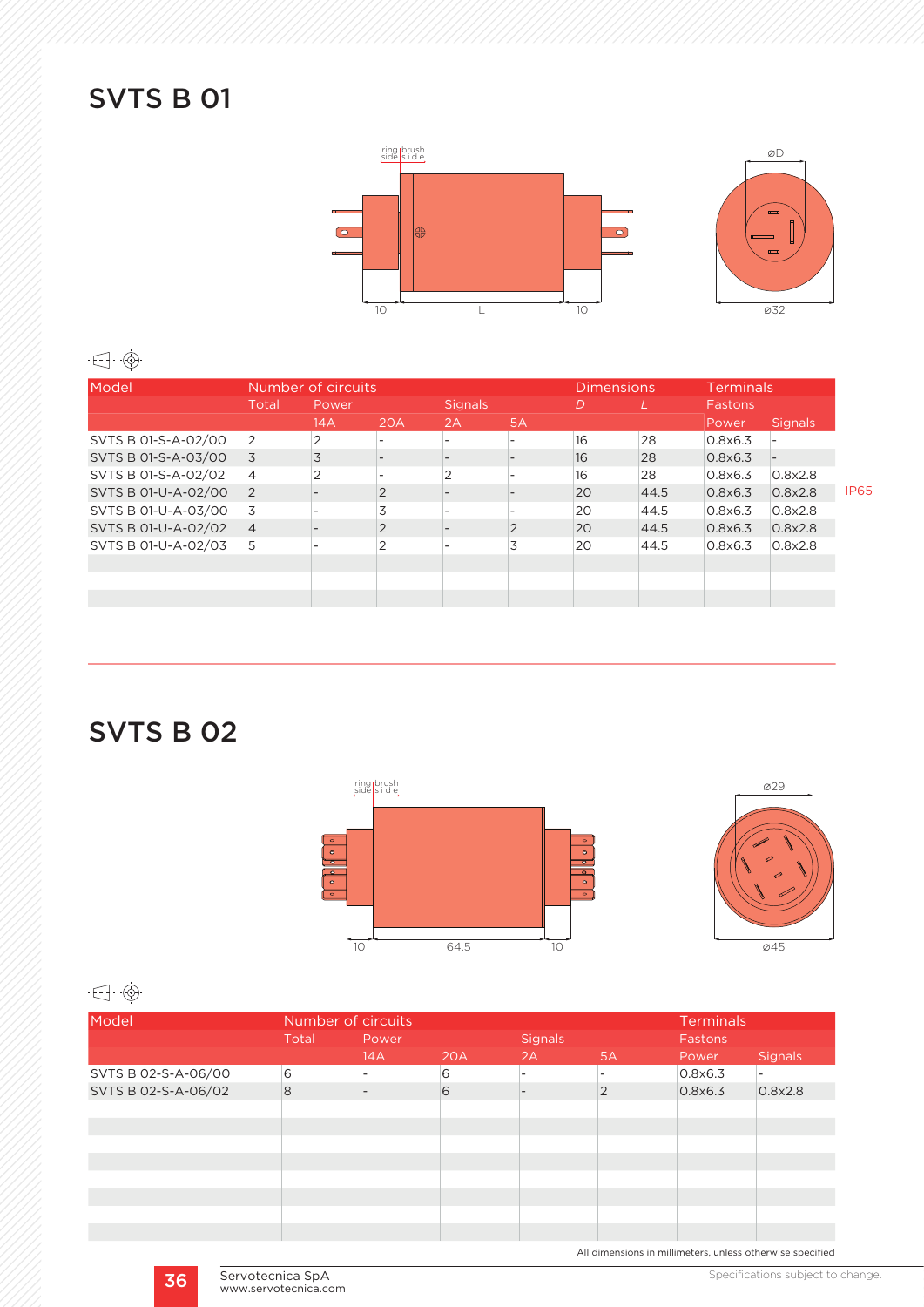# SVTS B 01

| Model | Number of circuits | | | | | Dimensions | | Terminals | |
|---|---|---|---|---|---|---|---|---|---|
| | Total | Power | | Signals | | *D* | *L* | Fastons | |
| | | 14A | 20A | 2A | 5A | | | Power | Signals |
| SVTS B 01-S-A-02/00 | 2 | 2 | - | - | - | 16 | 28 | 0.8x6.3 | - |
| SVTS B 01-S-A-03/00 | 3 | 3 | - | - | - | 16 | 28 | 0.8x6.3 | - |
| SVTS B 01-S-A-02/02 | 4 | 2 | - | 2 | - | 16 | 28 | 0.8x6.3 | 0.8x2.8 |
| SVTS B 01-U-A-02/00 | 2 | - | 2 | - | - | 20 | 44.5 | 0.8x6.3 | 0.8x2.8 |
| SVTS B 01-U-A-03/00 | 3 | - | 3 | - | - | 20 | 44.5 | 0.8x6.3 | 0.8x2.8 |
| SVTS B 01-U-A-02/02 | 4 | - | 2 | - | 2 | 20 | 44.5 | 0.8x6.3 | 0.8x2.8 |
| SVTS B 01-U-A-02/03 | 5 | - | 2 | - | 3 | 20 | 44.5 | 0.8x6.3 | 0.8x2.8 |

IP65

# SVTS B 02

| Model | Number of circuits | | | | | Terminals | |
|---|---|---|---|---|---|---|---|
| | Total | Power | | Signals | | Fastons | |
| | | 14A | 20A | 2A | 5A | Power | Signals |
| SVTS B 02-S-A-06/00 | 6 | - | 6 | - | - | 0.8x6.3 | - |
| SVTS B 02-S-A-06/02 | 8 | - | 6 | - | 2 | 0.8x6.3 | 0.8x2.8 |

All dimensions in millimeters, unless otherwise specified

Servotecnica SpA
www.servotecnica.com

Specifications subject to change.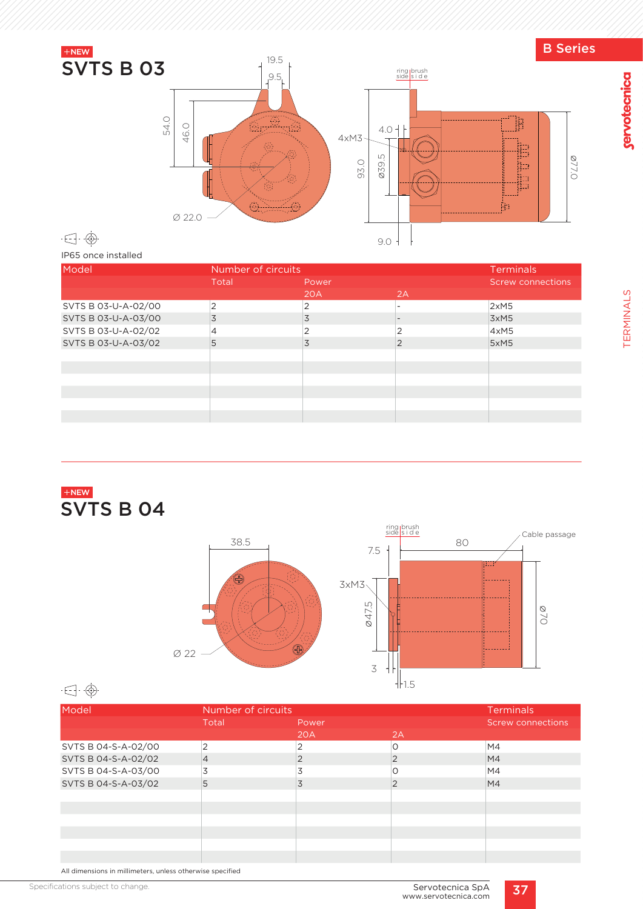+NEW

# SVTS B 03

19.5
9.5
54.0
46.0
Ø 22.0
ring side | brush side
4xM3
4.0
93.0
Ø39.5
Ø77.0
9.0

IP65 once installed

| Model | Number of circuits | | | Terminals |
|---|---|---|---|---|
| | Total | Power | | Screw connections |
| | | 20A | 2A | |
| SVTS B 03-U-A-02/00 | 2 | 2 | - | 2xM5 |
| SVTS B 03-U-A-03/00 | 3 | 3 | - | 3xM5 |
| SVTS B 03-U-A-02/02 | 4 | 2 | 2 | 4xM5 |
| SVTS B 03-U-A-03/02 | 5 | 3 | 2 | 5xM5 |

+NEW

# SVTS B 04

38.5
Ø 22
ring side | brush side
7.5
80
Cable passage
3xM3
Ø47.5
Ø70
3
1.5

| Model | Number of circuits | | | Terminals |
|---|---|---|---|---|
| | Total | Power | | Screw connections |
| | | 20A | 2A | |
| SVTS B 04-S-A-02/00 | 2 | 2 | 0 | M4 |
| SVTS B 04-S-A-02/02 | 4 | 2 | 2 | M4 |
| SVTS B 04-S-A-03/00 | 3 | 3 | 0 | M4 |
| SVTS B 04-S-A-03/02 | 5 | 3 | 2 | M4 |

All dimensions in millimeters, unless otherwise specified

Specifications subject to change.

Servotecnica SpA
www.servotecnica.com